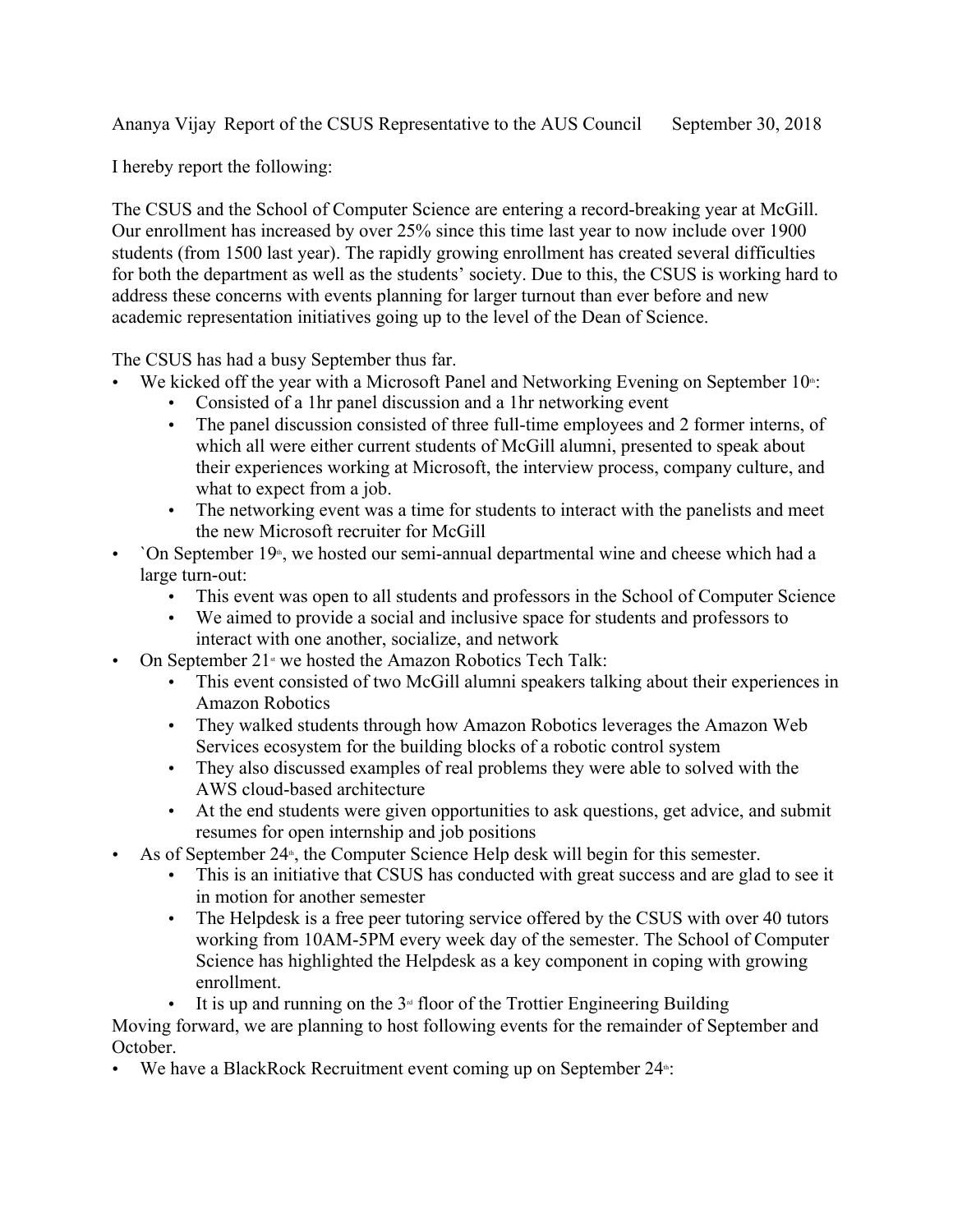Ananya Vijay Report of the CSUS Representative to the AUS Council September 30, 2018

I hereby report the following:

The CSUS and the School of Computer Science are entering a record-breaking year at McGill. Our enrollment has increased by over 25% since this time last year to now include over 1900 students (from 1500 last year). The rapidly growing enrollment has created several difficulties for both the department as well as the students' society. Due to this, the CSUS is working hard to address these concerns with events planning for larger turnout than ever before and new academic representation initiatives going up to the level of the Dean of Science.

The CSUS has had a busy September thus far.

- We kicked off the year with a Microsoft Panel and Networking Evening on September 10th:
  - Consisted of a 1hr panel discussion and a 1hr networking event
  - The panel discussion consisted of three full-time employees and 2 former interns, of which all were either current students of McGill alumni, presented to speak about their experiences working at Microsoft, the interview process, company culture, and what to expect from a job.
  - The networking event was a time for students to interact with the panelists and meet the new Microsoft recruiter for McGill
- `On September 19th, we hosted our semi-annual departmental wine and cheese which had a large turn-out:
  - This event was open to all students and professors in the School of Computer Science
  - We aimed to provide a social and inclusive space for students and professors to interact with one another, socialize, and network
- On September 21st we hosted the Amazon Robotics Tech Talk:
  - This event consisted of two McGill alumni speakers talking about their experiences in Amazon Robotics
  - They walked students through how Amazon Robotics leverages the Amazon Web Services ecosystem for the building blocks of a robotic control system
  - They also discussed examples of real problems they were able to solved with the AWS cloud-based architecture
  - At the end students were given opportunities to ask questions, get advice, and submit resumes for open internship and job positions
- As of September 24th, the Computer Science Help desk will begin for this semester.
  - This is an initiative that CSUS has conducted with great success and are glad to see it in motion for another semester
  - The Helpdesk is a free peer tutoring service offered by the CSUS with over 40 tutors working from 10AM-5PM every week day of the semester. The School of Computer Science has highlighted the Helpdesk as a key component in coping with growing enrollment.
  - It is up and running on the 3rd floor of the Trottier Engineering Building

Moving forward, we are planning to host following events for the remainder of September and October.

- We have a BlackRock Recruitment event coming up on September 24th: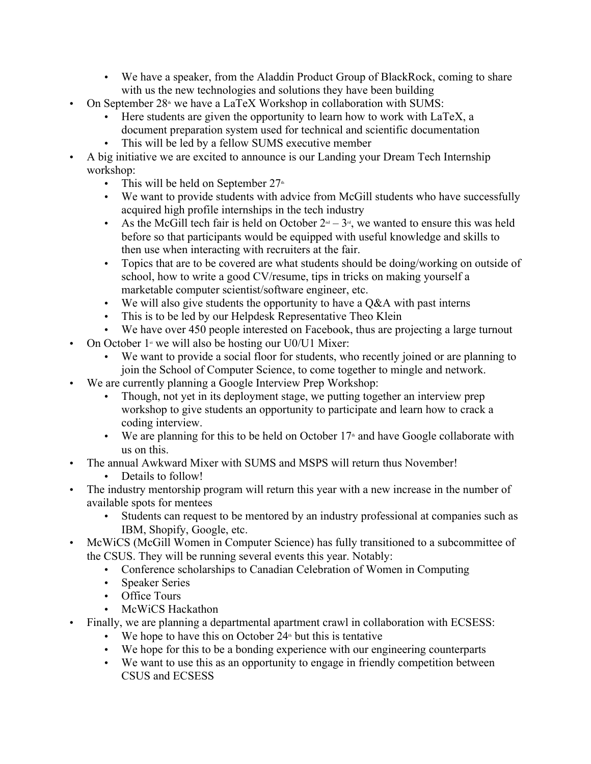- We have a speaker, from the Aladdin Product Group of BlackRock, coming to share with us the new technologies and solutions they have been building
- On September 28th we have a LaTeX Workshop in collaboration with SUMS:
    - Here students are given the opportunity to learn how to work with LaTeX, a document preparation system used for technical and scientific documentation
    - This will be led by a fellow SUMS executive member
- A big initiative we are excited to announce is our Landing your Dream Tech Internship workshop:
    - This will be held on September 27th
    - We want to provide students with advice from McGill students who have successfully acquired high profile internships in the tech industry
    - As the McGill tech fair is held on October 2nd – 3rd, we wanted to ensure this was held before so that participants would be equipped with useful knowledge and skills to then use when interacting with recruiters at the fair.
    - Topics that are to be covered are what students should be doing/working on outside of school, how to write a good CV/resume, tips in tricks on making yourself a marketable computer scientist/software engineer, etc.
    - We will also give students the opportunity to have a Q&A with past interns
    - This is to be led by our Helpdesk Representative Theo Klein
    - We have over 450 people interested on Facebook, thus are projecting a large turnout
- On October 1st we will also be hosting our U0/U1 Mixer:
    - We want to provide a social floor for students, who recently joined or are planning to join the School of Computer Science, to come together to mingle and network.
- We are currently planning a Google Interview Prep Workshop:
    - Though, not yet in its deployment stage, we putting together an interview prep workshop to give students an opportunity to participate and learn how to crack a coding interview.
    - We are planning for this to be held on October 17th and have Google collaborate with us on this.
- The annual Awkward Mixer with SUMS and MSPS will return thus November!
    - Details to follow!
- The industry mentorship program will return this year with a new increase in the number of available spots for mentees
    - Students can request to be mentored by an industry professional at companies such as IBM, Shopify, Google, etc.
- McWiCS (McGill Women in Computer Science) has fully transitioned to a subcommittee of the CSUS. They will be running several events this year. Notably:
    - Conference scholarships to Canadian Celebration of Women in Computing
    - Speaker Series
    - Office Tours
    - McWiCS Hackathon
- Finally, we are planning a departmental apartment crawl in collaboration with ECSESS:
    - We hope to have this on October 24th but this is tentative
    - We hope for this to be a bonding experience with our engineering counterparts
    - We want to use this as an opportunity to engage in friendly competition between CSUS and ECSESS